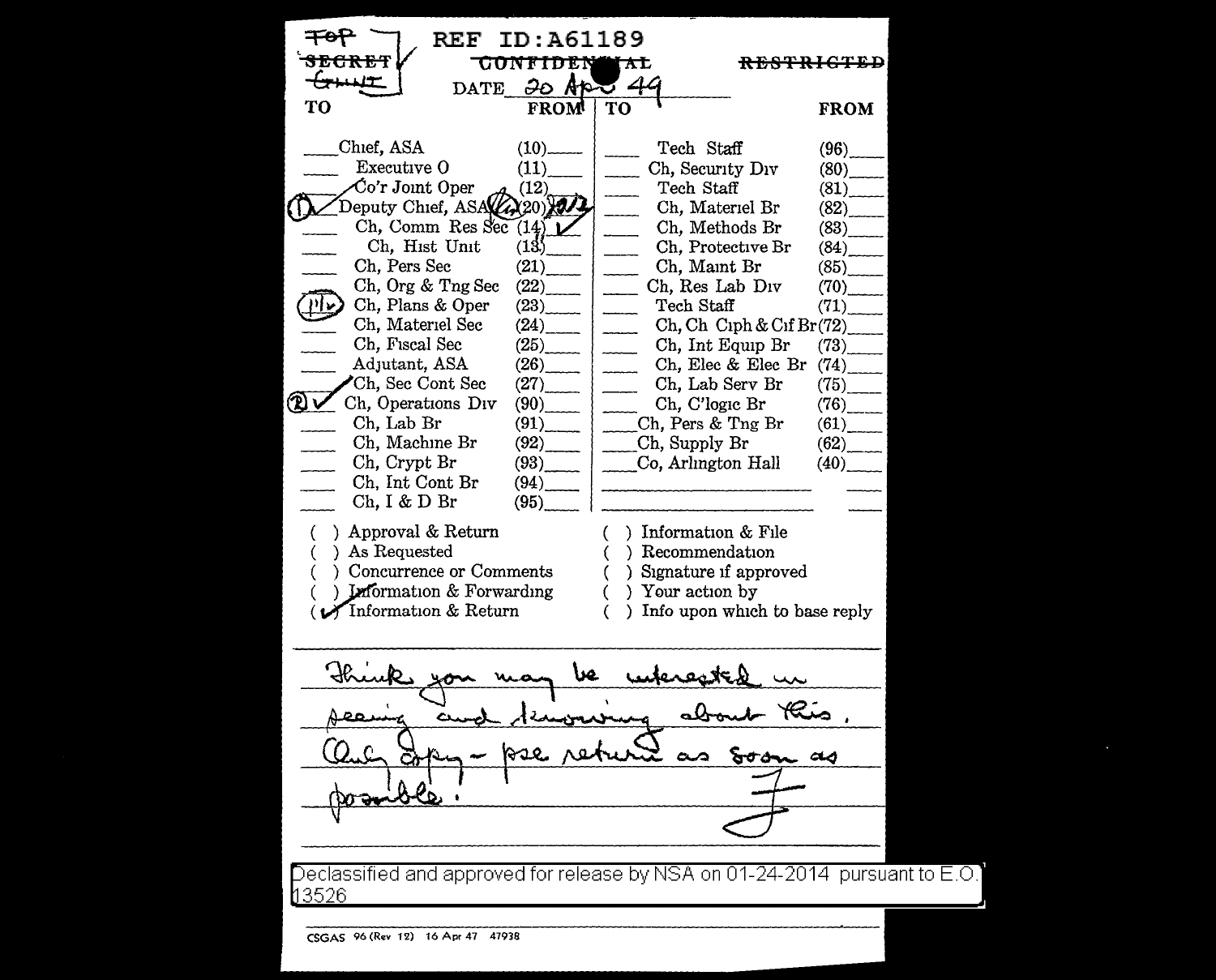~~TOP SECRET~~ ✓
~~GHWT~~

REF ID:A61189

~~CONFIDENTIAL~~ ~~RESTRICTED~~

DATE 20 Apr 49

| TO | | | FROM | TO | | | FROM |
|---|---|---|---|---|---|---|---|
| | Chief, ASA | (10) | | | Tech Staff | (96) | |
| | Executive O | (11) | | | Ch, Security Div | (80) | |
| | Co'r Joint Oper | (12) | | | Tech Staff | (81) | |
| ① ✓ | Deputy Chief, ASA | (20) | | | Ch, Materiel Br | (82) | |
| | Ch, Comm Res Sec | (14) | ✓ | | Ch, Methods Br | (83) | |
| | Ch, Hist Unit | (13) | | | Ch, Protective Br | (84) | |
| | Ch, Pers Sec | (21) | | | Ch, Maint Br | (85) | |
| | Ch, Org & Tng Sec | (22) | | | Ch, Res Lab Div | (70) | |
| | Ch, Plans & Oper | (23) | | | Tech Staff | (71) | |
| | Ch, Materiel Sec | (24) | | | Ch, Ch Ciph & Cif Br | (72) | |
| | Ch, Fiscal Sec | (25) | | | Ch, Int Equip Br | (73) | |
| | Adjutant, ASA | (26) | | | Ch, Elec & Elec Br | (74) | |
| ✓ | Ch, Sec Cont Sec | (27) | | | Ch, Lab Serv Br | (75) | |
| ② ✓ | Ch, Operations Div | (90) | | | Ch, C'logic Br | (76) | |
| | Ch, Lab Br | (91) | | | Ch, Pers & Tng Br | (61) | |
| | Ch, Machine Br | (92) | | | Ch, Supply Br | (62) | |
| | Ch, Crypt Br | (93) | | | Co, Arlington Hall | (40) | |
| | Ch, Int Cont Br | (94) | | | | | |
| | Ch, I & D Br | (95) | | | | | |

- ( ) Approval & Return
- ( ) As Requested
- ( ) Concurrence or Comments
- ( ) Information & Forwarding
- (✓) Information & Return
- ( ) Information & File
- ( ) Recommendation
- ( ) Signature if approved
- ( ) Your action by
- ( ) Info upon which to base reply

Think you may be interested in seeing and knowing about this. Only copy - pse return as soon as possible!

F

Declassified and approved for release by NSA on 01-24-2014 pursuant to E.O. 13526

CSGAS 96 (Rev 12) 16 Apr 47 47938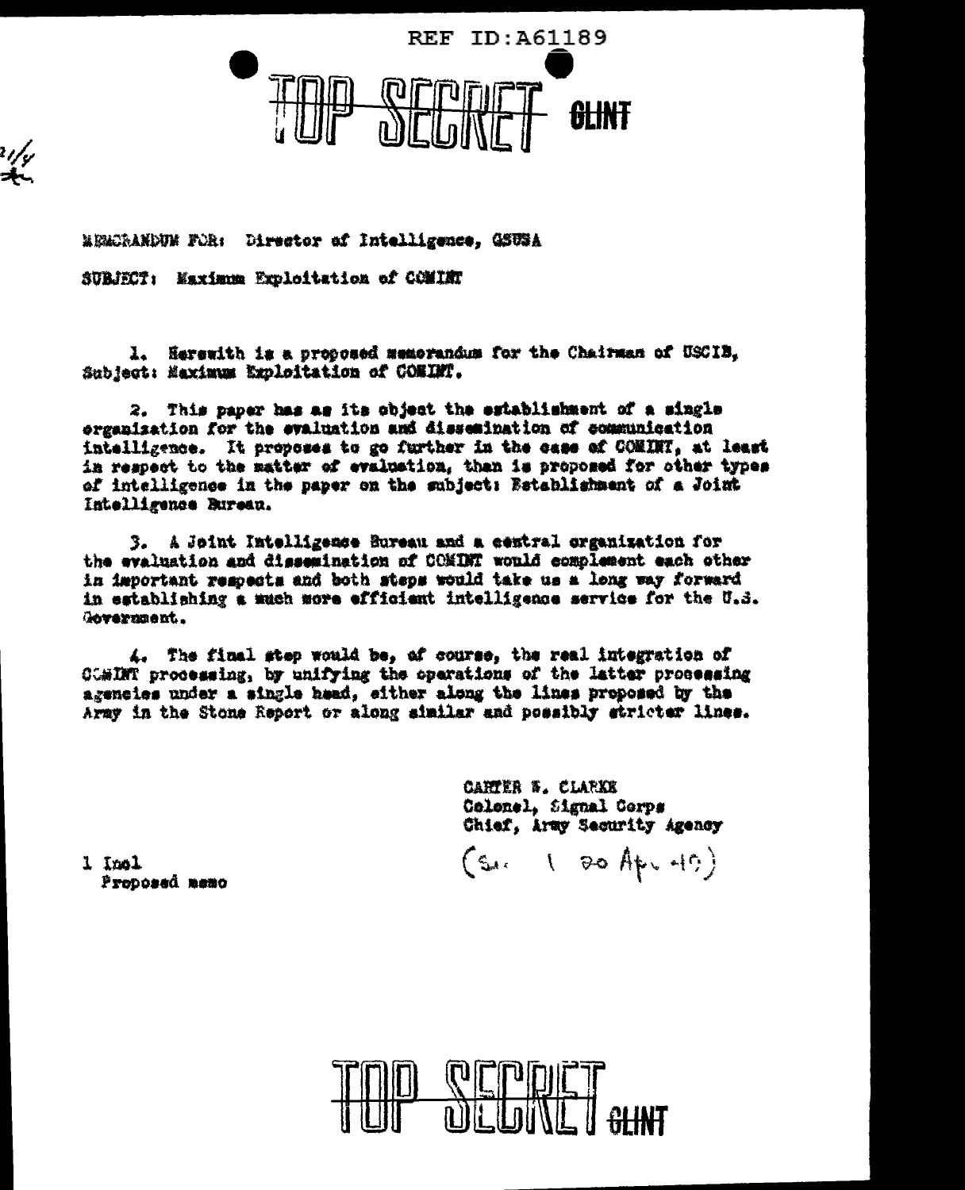REF ID:A61189

TOP SECRET CLINT

MEMORANDUM FOR: Director of Intelligence, GSUSA

SUBJECT: Maximum Exploitation of COMINT

1. Herewith is a proposed memorandum for the Chairman of USCIB, Subject: Maximum Exploitation of COMINT.

2. This paper has as its object the establishment of a single organization for the evaluation and dissemination of communication intelligence. It proposes to go further in the case of COMINT, at least in respect to the matter of evaluation, than is proposed for other types of intelligence in the paper on the subject: Establishment of a Joint Intelligence Bureau.

3. A Joint Intelligence Bureau and a central organization for the evaluation and dissemination of COMINT would complement each other in important respects and both steps would take us a long way forward in establishing a much more efficient intelligence service for the U.S. Government.

4. The final step would be, of course, the real integration of COMINT processing, by unifying the operations of the latter processing agencies under a single head, either along the lines proposed by the Army in the Stone Report or along similar and possibly stricter lines.

CARTER W. CLARKE
Colonel, Signal Corps
Chief, Army Security Agency

(Sec 1 20 Apr 49)

1 Incl
Proposed memo

TOP SECRET CLINT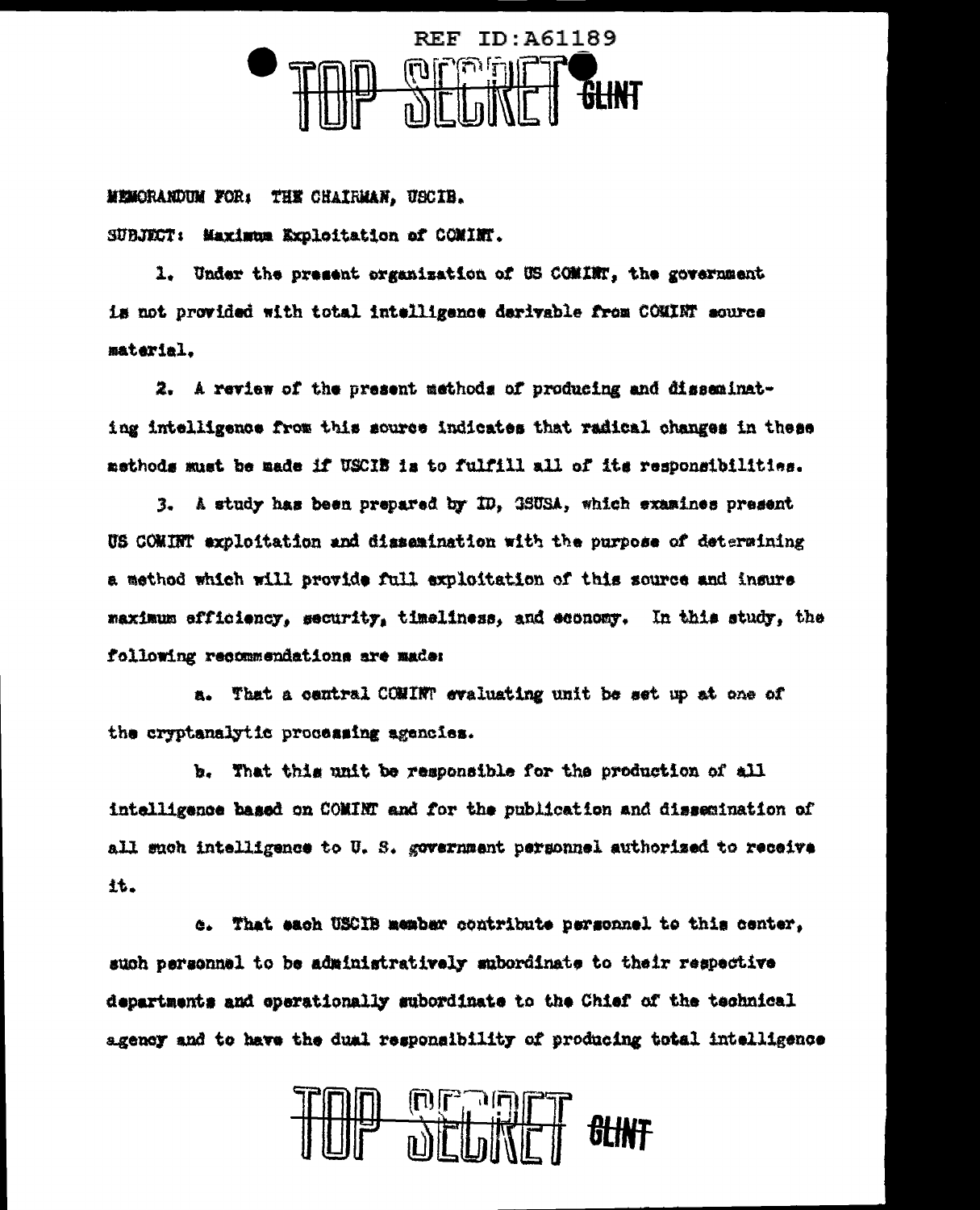REF ID:A61189

TOP SECRET GLINT

MEMORANDUM FOR: THE CHAIRMAN, USCIB.

SUBJECT: Maximum Exploitation of COMINT.

1. Under the present organization of US COMINT, the government is not provided with total intelligence derivable from COMINT source material.

2. A review of the present methods of producing and disseminating intelligence from this source indicates that radical changes in these methods must be made if USCIB is to fulfill all of its responsibilities.

3. A study has been prepared by ID, ASSA, which examines present US COMINT exploitation and dissemination with the purpose of determining a method which will provide full exploitation of this source and insure maximum efficiency, security, timeliness, and economy. In this study, the following recommendations are made:

a. That a central COMINT evaluating unit be set up at one of the cryptanalytic processing agencies.

b. That this unit be responsible for the production of all intelligence based on COMINT and for the publication and dissemination of all such intelligence to U. S. government personnel authorized to receive it.

c. That each USCIB member contribute personnel to this center, such personnel to be administratively subordinate to their respective departments and operationally subordinate to the Chief of the technical agency and to have the dual responsibility of producing total intelligence

TOP SECRET GLINT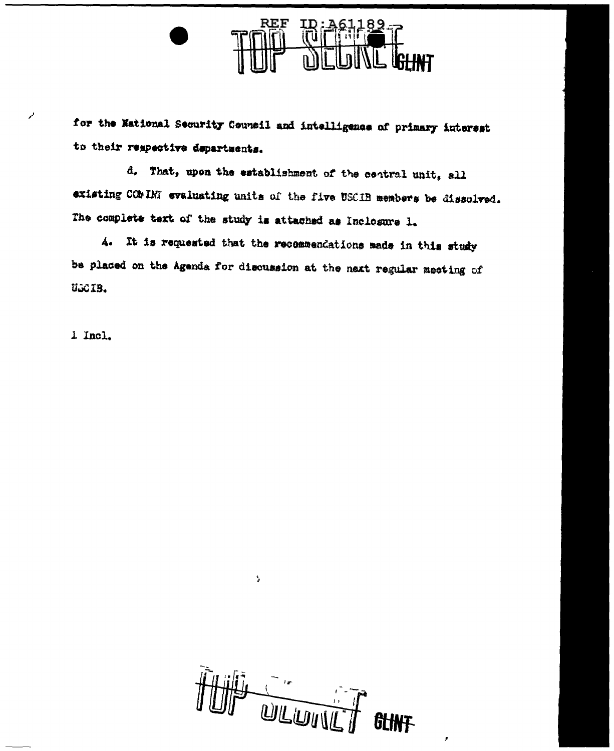REF ID:A61189

TOP SECRET CLINT

for the National Security Council and intelligence of primary interest to their respective departments.

d. That, upon the establishment of the central unit, all existing COMINT evaluating units of the five USCIB members be dissolved. The complete text of the study is attached as Inclosure 1.

4. It is requested that the recommendations made in this study be placed on the Agenda for discussion at the next regular meeting of USCIB.

1 Incl.

TOP SECRET CLINT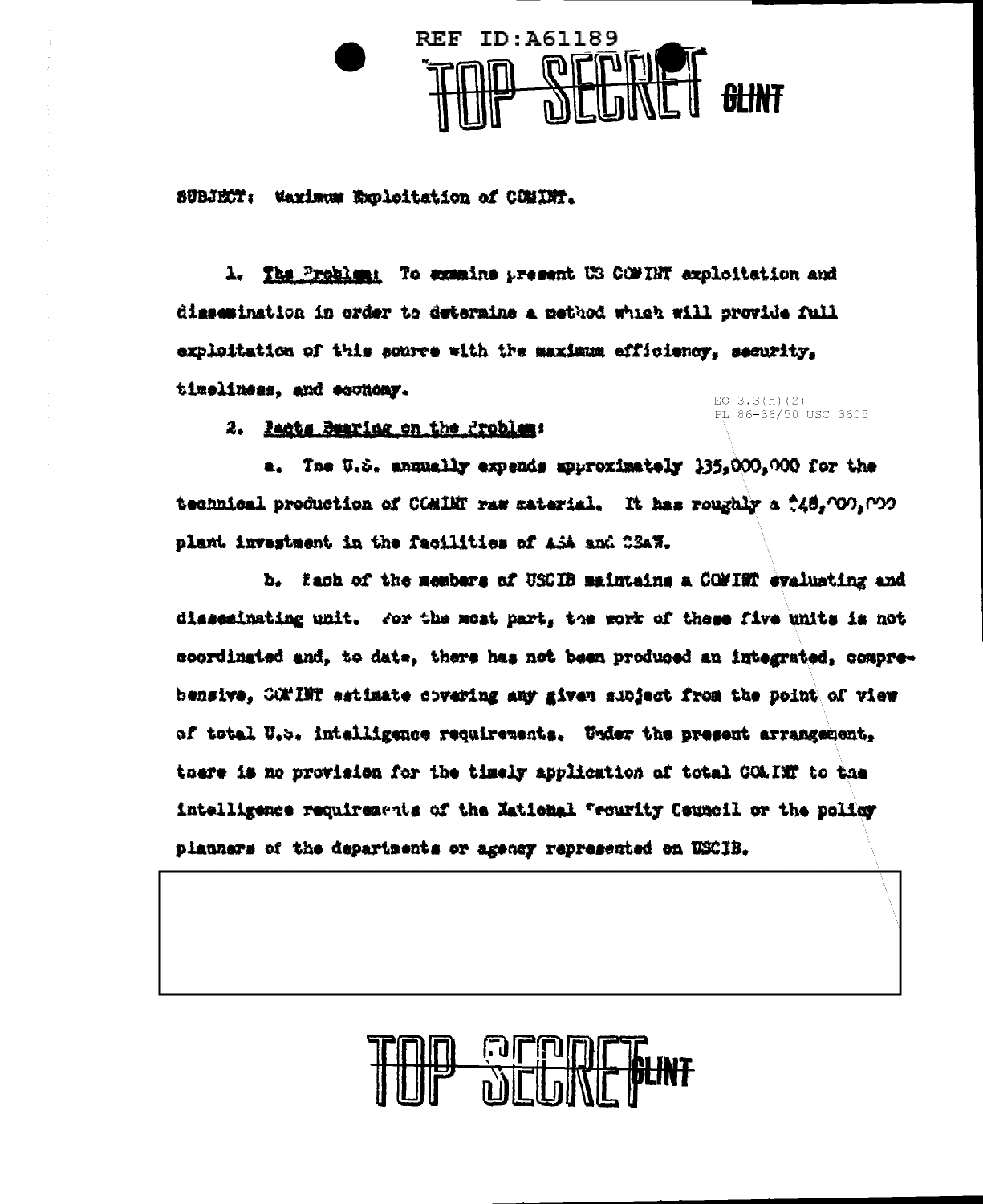REF ID:A61189

TOP SECRET GLINT

SUBJECT: Maximum Exploitation of COMINT.

1. The Problem: To examine present US COMINT exploitation and dissemination in order to determine a method which will provide full exploitation of this source with the maximum efficiency, security, timeliness, and economy.

EO 3.3(h)(2)
PL 86-36/50 USC 3605

2. Facts Bearing on the Problem:

a. The U.S. annually expends approximately $35,000,000 for the technical production of COMINT raw material. It has roughly a $48,000,000 plant investment in the facilities of ASA and CSAW.

b. Each of the members of USCIB maintains a COMINT evaluating and disseminating unit. For the most part, the work of these five units is not coordinated and, to date, there has not been produced an integrated, comprehensive, COMINT estimate covering any given subject from the point of view of total U.S. intelligence requirements. Under the present arrangement, there is no provision for the timely application of total COMINT to the intelligence requirements of the National Security Council or the policy planners of the departments or agency represented on USCIB.

TOP SECRET GLINT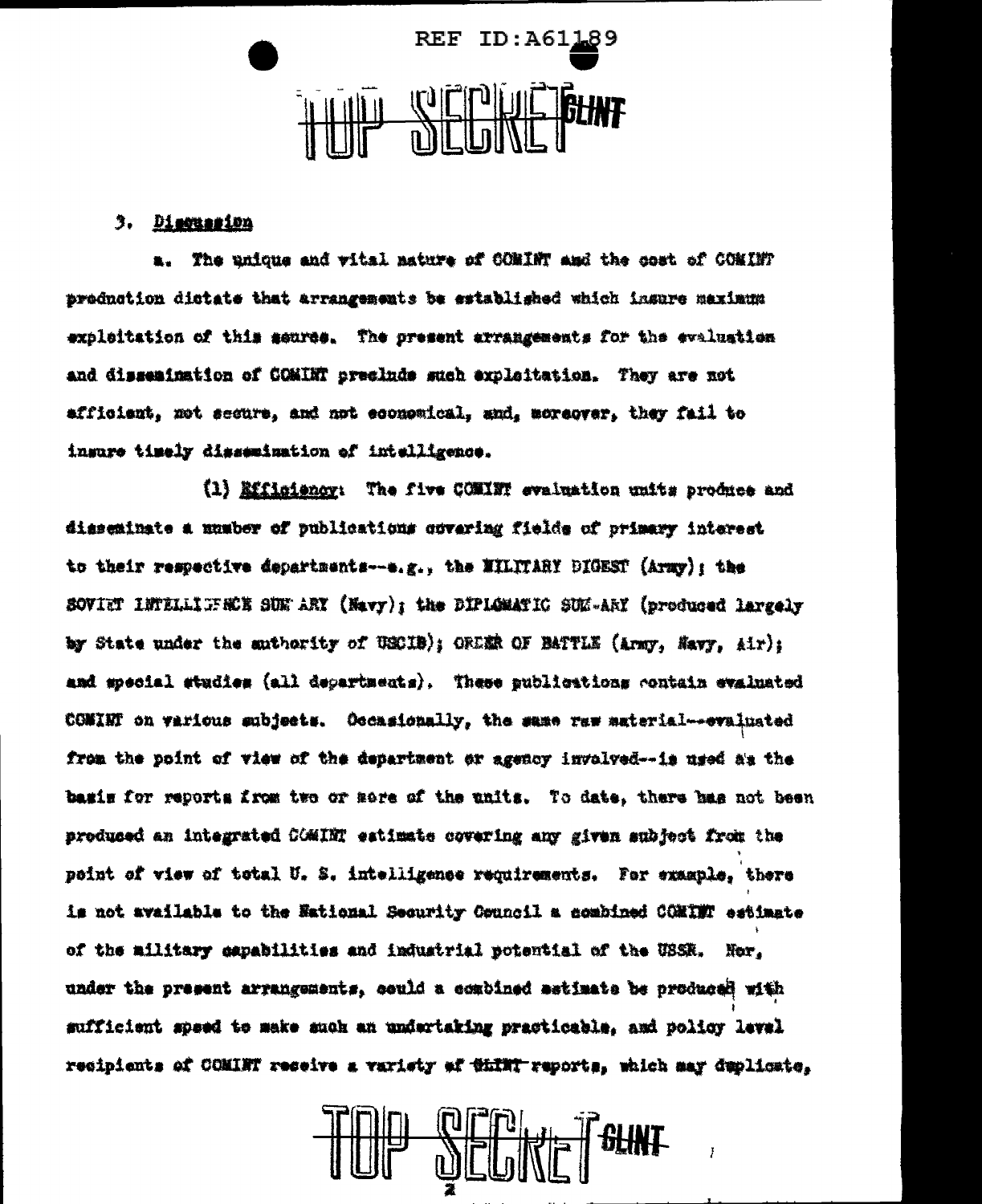3. Discussion

a. The unique and vital nature of COMINT and the cost of COMINT production dictate that arrangements be established which insure maximum exploitation of this source. The present arrangements for the evaluation and dissemination of COMINT preclude such exploitation. They are not efficient, not secure, and not economical, and, moreover, they fail to insure timely dissemination of intelligence.

(1) Efficiency: The five COMINT evaluation units produce and disseminate a number of publications covering fields of primary interest to their respective departments--e.g., the MILITARY DIGEST (Army); the SOVIET INTELLIGENCE SUMMARY (Navy); the DIPLOMATIC SUMMARY (produced largely by State under the authority of USCIB); ORDER OF BATTLE (Army, Navy, Air); and special studies (all departments). These publications contain evaluated COMINT on various subjects. Occasionally, the same raw material--evaluated from the point of view of the department or agency involved--is used as the basis for reports from two or more of the units. To date, there has not been produced an integrated COMINT estimate covering any given subject from the point of view of total U. S. intelligence requirements. For example, there is not available to the National Security Council a combined COMINT estimate of the military capabilities and industrial potential of the USSR. Nor, under the present arrangements, could a combined estimate be produced with sufficient speed to make such an undertaking practicable, and policy level recipients of COMINT receive a variety of ~~ELINT~~ reports, which may duplicate,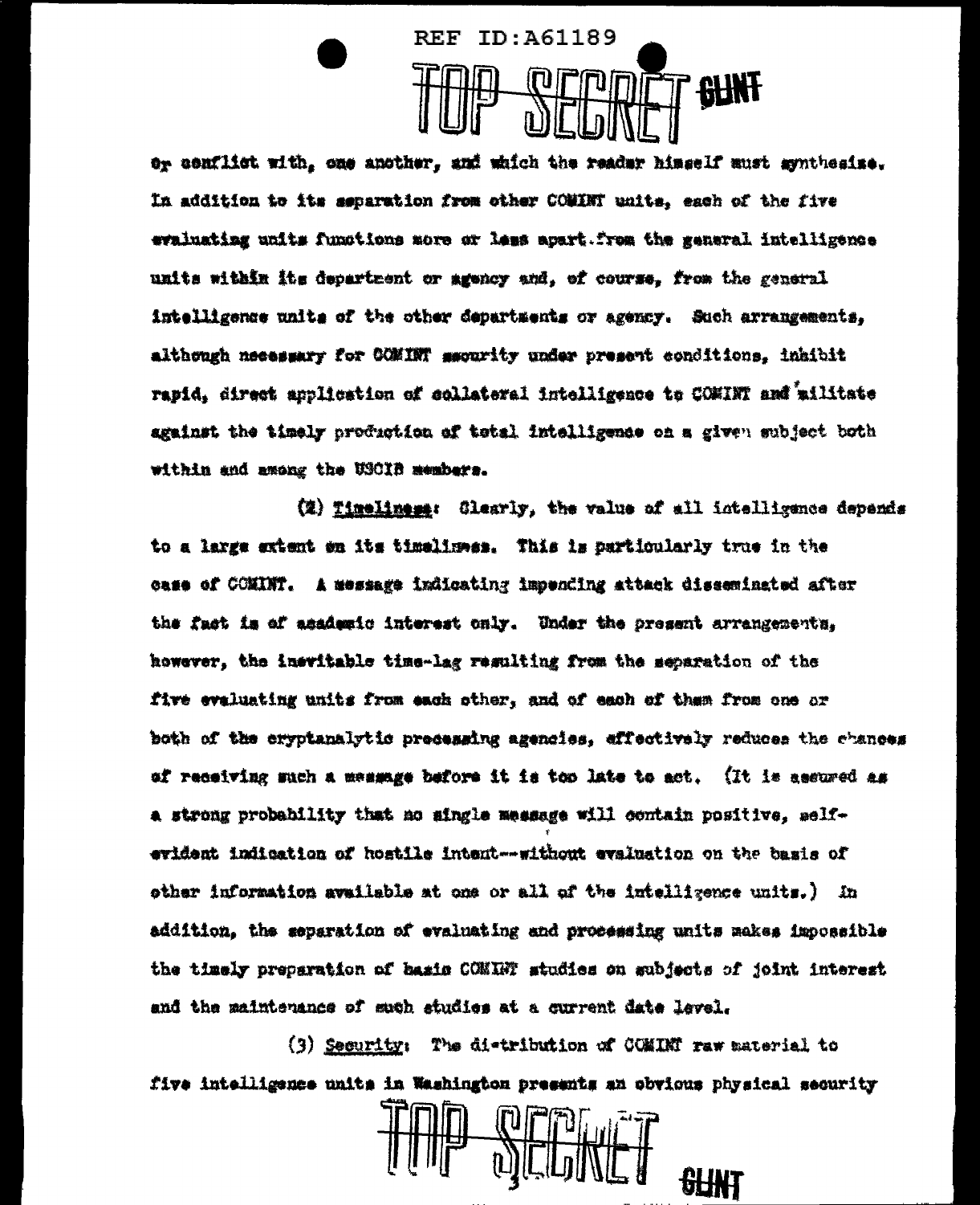or conflict with, one another, and which the reader himself must synthesize. In addition to its separation from other COMINT units, each of the five evaluating units functions more or less apart from the general intelligence units within its department or agency and, of course, from the general intelligence units of the other departments or agency. Such arrangements, although necessary for COMINT security under present conditions, inhibit rapid, direct application of collateral intelligence to COMINT and militate against the timely production of total intelligence on a given subject both within and among the USCIB members.

(2) Timeliness: Clearly, the value of all intelligence depends to a large extent on its timeliness. This is particularly true in the case of COMINT. A message indicating impending attack disseminated after the fact is of academic interest only. Under the present arrangements, however, the inevitable time-lag resulting from the separation of the five evaluating units from each other, and of each of them from one or both of the cryptanalytic processing agencies, effectively reduces the chances of receiving such a message before it is too late to act. (It is assured as a strong probability that no single message will contain positive, self-evident indication of hostile intent--without evaluation on the basis of other information available at one or all of the intelligence units.) In addition, the separation of evaluating and processing units makes impossible the timely preparation of basic COMINT studies on subjects of joint interest and the maintenance of such studies at a current date level.

(3) Security: The distribution of COMINT raw material to five intelligence units in Washington presents an obvious physical security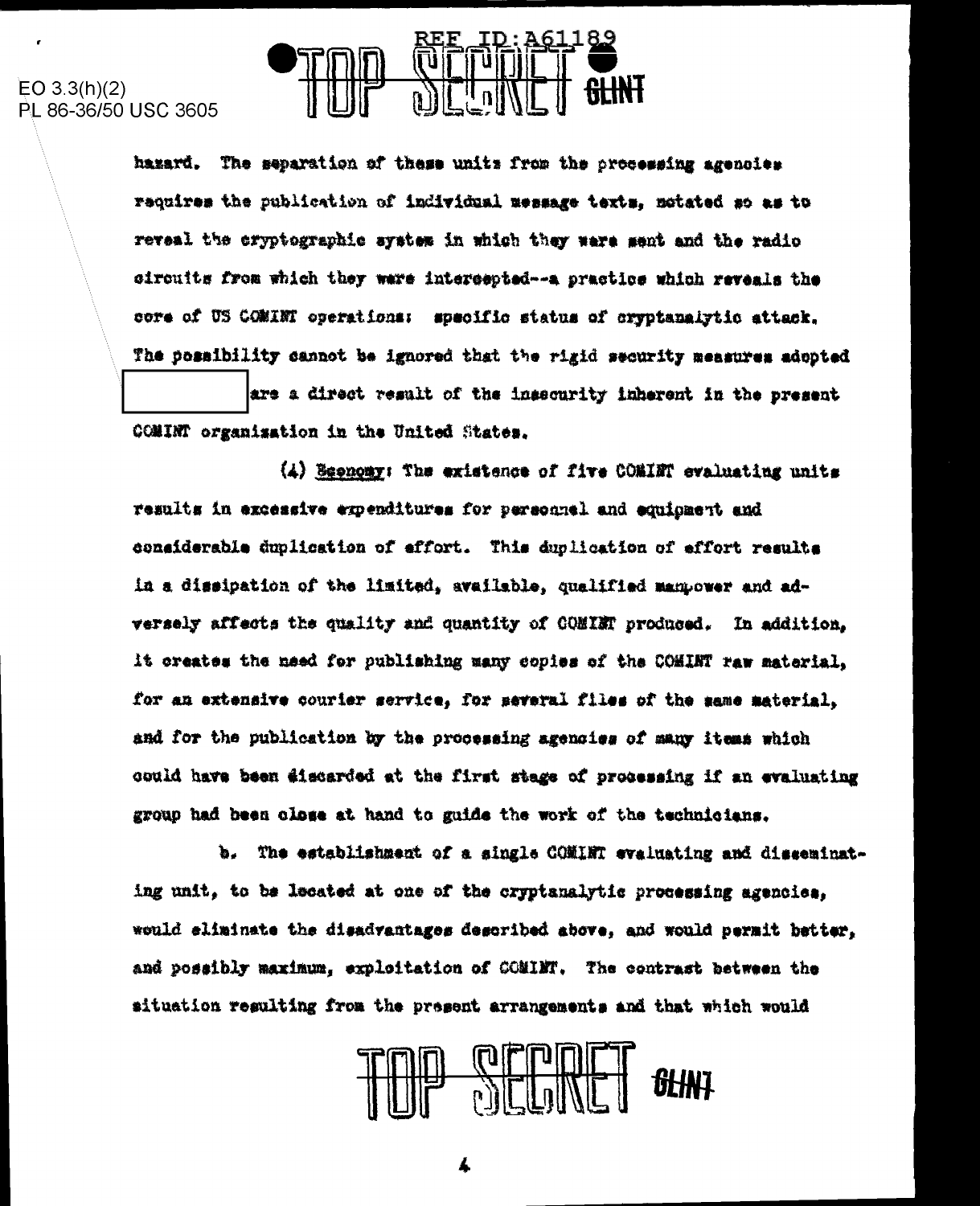hazard. The separation of these units from the processing agencies requires the publication of individual message texts, notated so as to reveal the cryptographic system in which they were sent and the radio circuits from which they were intercepted--a practice which reveals the core of US COMINT operations: specific status of cryptanalytic attack. The possibility cannot be ignored that the rigid security measures adopted [ ] are a direct result of the insecurity inherent in the present COMINT organization in the United States.

(4) Economy: The existence of five COMINT evaluating units results in excessive expenditures for personnel and equipment and considerable duplication of effort. This duplication of effort results in a dissipation of the limited, available, qualified manpower and adversely affects the quality and quantity of COMINT produced. In addition, it creates the need for publishing many copies of the COMINT raw material, for an extensive courier service, for several files of the same material, and for the publication by the processing agencies of many items which could have been discarded at the first stage of processing if an evaluating group had been close at hand to guide the work of the technicians.

b. The establishment of a single COMINT evaluating and disseminating unit, to be located at one of the cryptanalytic processing agencies, would eliminate the disadvantages described above, and would permit better, and possibly maximum, exploitation of COMINT. The contrast between the situation resulting from the present arrangements and that which would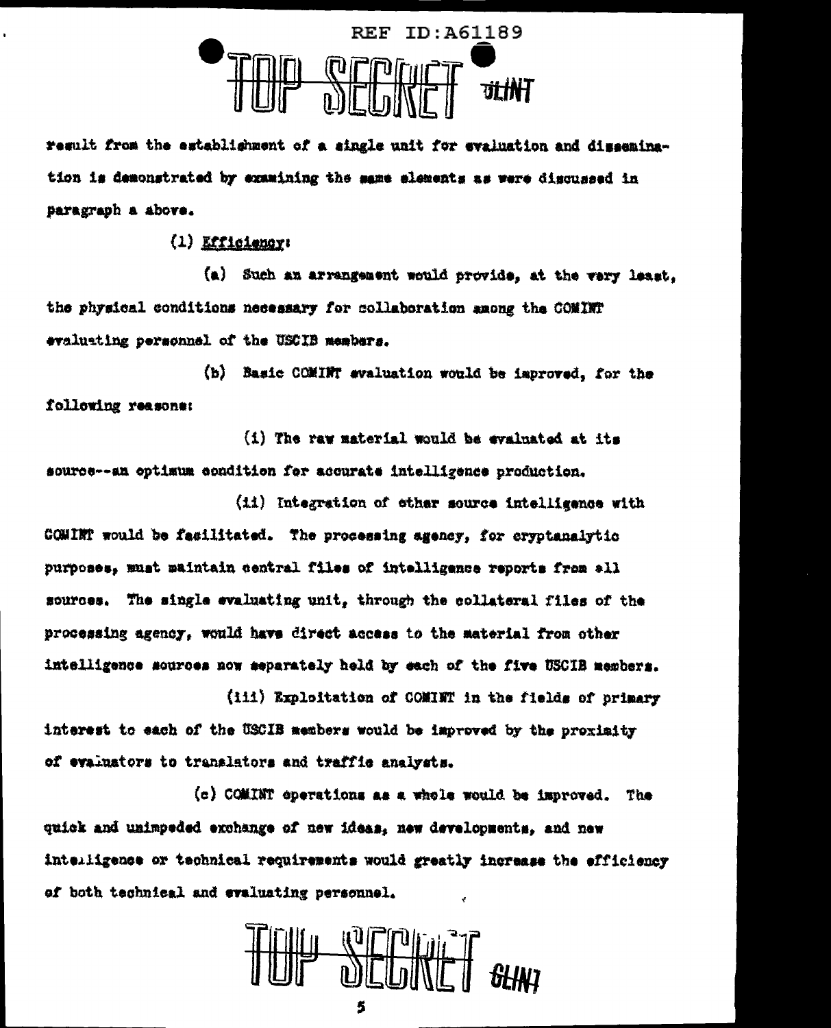result from the establishment of a single unit for evaluation and dissemination is demonstrated by examining the same elements as were discussed in paragraph a above.

(1) Efficiency:

(a) Such an arrangement would provide, at the very least, the physical conditions necessary for collaboration among the COMINT evaluating personnel of the USCIB members.

(b) Basic COMINT evaluation would be improved, for the following reasons:

(i) The raw material would be evaluated at its source--an optimum condition for accurate intelligence production.

(ii) Integration of other source intelligence with COMINT would be facilitated. The processing agency, for cryptanalytic purposes, must maintain central files of intelligence reports from all sources. The single evaluating unit, through the collateral files of the processing agency, would have direct access to the material from other intelligence sources now separately held by each of the five USCIB members.

(iii) Exploitation of COMINT in the fields of primary interest to each of the USCIB members would be improved by the proximity of evaluators to translators and traffic analysts.

(c) COMINT operations as a whole would be improved. The quick and unimpeded exchange of new ideas, new developments, and new intelligence or technical requirements would greatly increase the efficiency of both technical and evaluating personnel.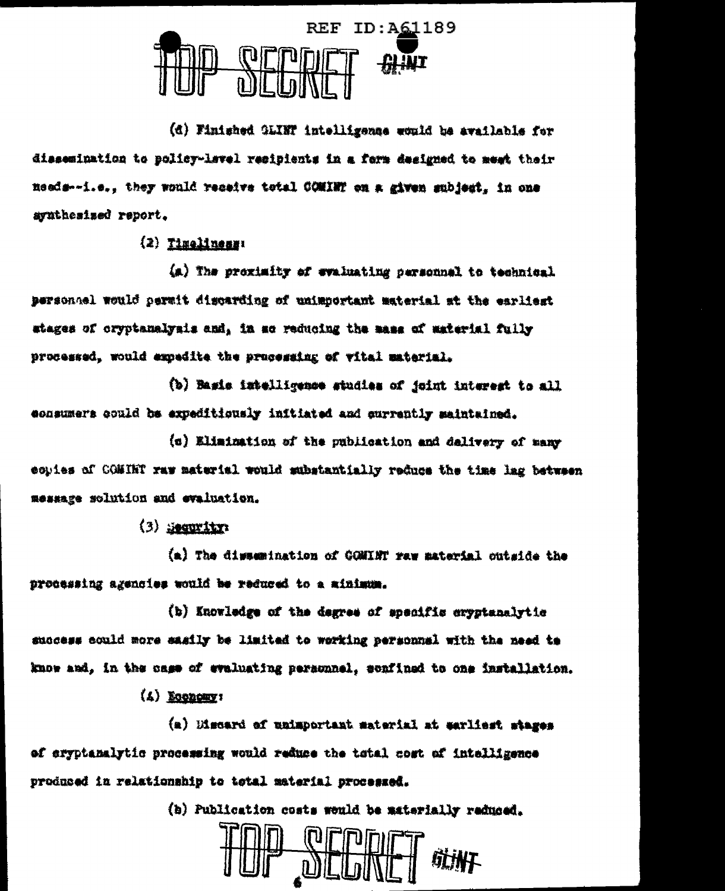(d) Finished GLINT intelligence would be available for dissemination to policy-level recipients in a form designed to meet their needs--i.e., they would receive total COMINT on a given subject, in one synthesized report.

(2) <u>Timeliness</u>:

(a) The proximity of evaluating personnel to technical personnel would permit discarding of unimportant material at the earliest stages of cryptanalysis and, in so reducing the mass of material fully processed, would expedite the processing of vital material.

(b) Basic intelligence studies of joint interest to all consumers could be expeditiously initiated and currently maintained.

(c) Elimination of the publication and delivery of many copies of COMINT raw material would substantially reduce the time lag between message solution and evaluation.

(3) <u>Security</u>:

(a) The dissemination of COMINT raw material outside the processing agencies would be reduced to a minimum.

(b) Knowledge of the degree of specific cryptanalytic success could more easily be limited to working personnel with the need to know and, in the case of evaluating personnel, confined to one installation.

(4) <u>Economy</u>:

(a) Discard of unimportant material at earliest stages of cryptanalytic processing would reduce the total cost of intelligence produced in relationship to total material processed.

(b) Publication costs would be materially reduced.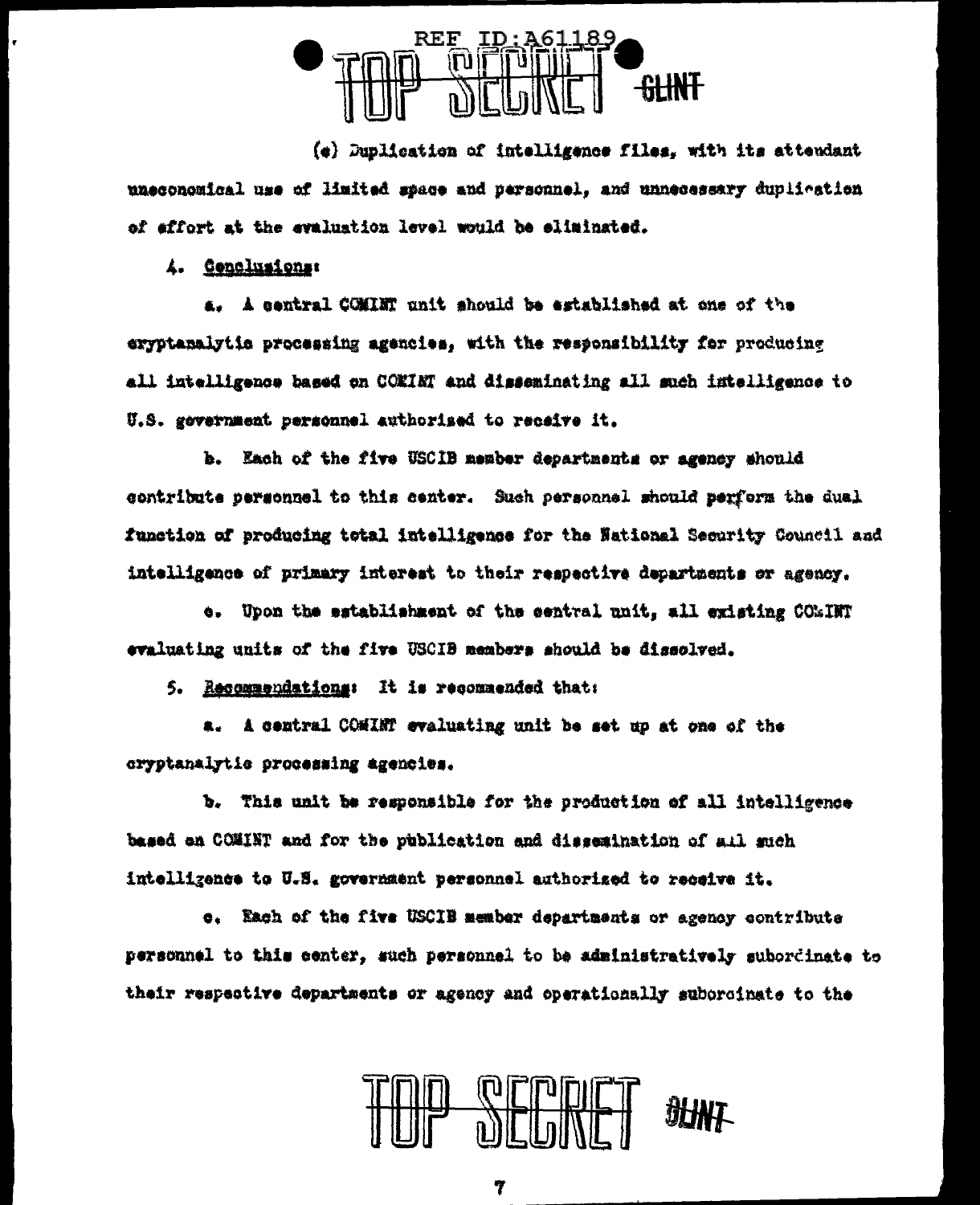(e) Duplication of intelligence files, with its attendant uneconomical use of limited space and personnel, and unnecessary duplication of effort at the evaluation level would be eliminated.

4. Conclusions:

a. A central COMINT unit should be established at one of the cryptanalytic processing agencies, with the responsibility for producing all intelligence based on COMINT and disseminating all such intelligence to U.S. government personnel authorized to receive it.

b. Each of the five USCIB member departments or agency should contribute personnel to this center. Such personnel should perform the dual function of producing total intelligence for the National Security Council and intelligence of primary interest to their respective departments or agency.

c. Upon the establishment of the central unit, all existing COMINT evaluating units of the five USCIB members should be dissolved.

5. Recommendations: It is recommended that:

a. A central COMINT evaluating unit be set up at one of the cryptanalytic processing agencies.

b. This unit be responsible for the production of all intelligence based on COMINT and for the publication and dissemination of all such intelligence to U.S. government personnel authorized to receive it.

c. Each of the five USCIB member departments or agency contribute personnel to this center, such personnel to be administratively subordinate to their respective departments or agency and operationally subordinate to the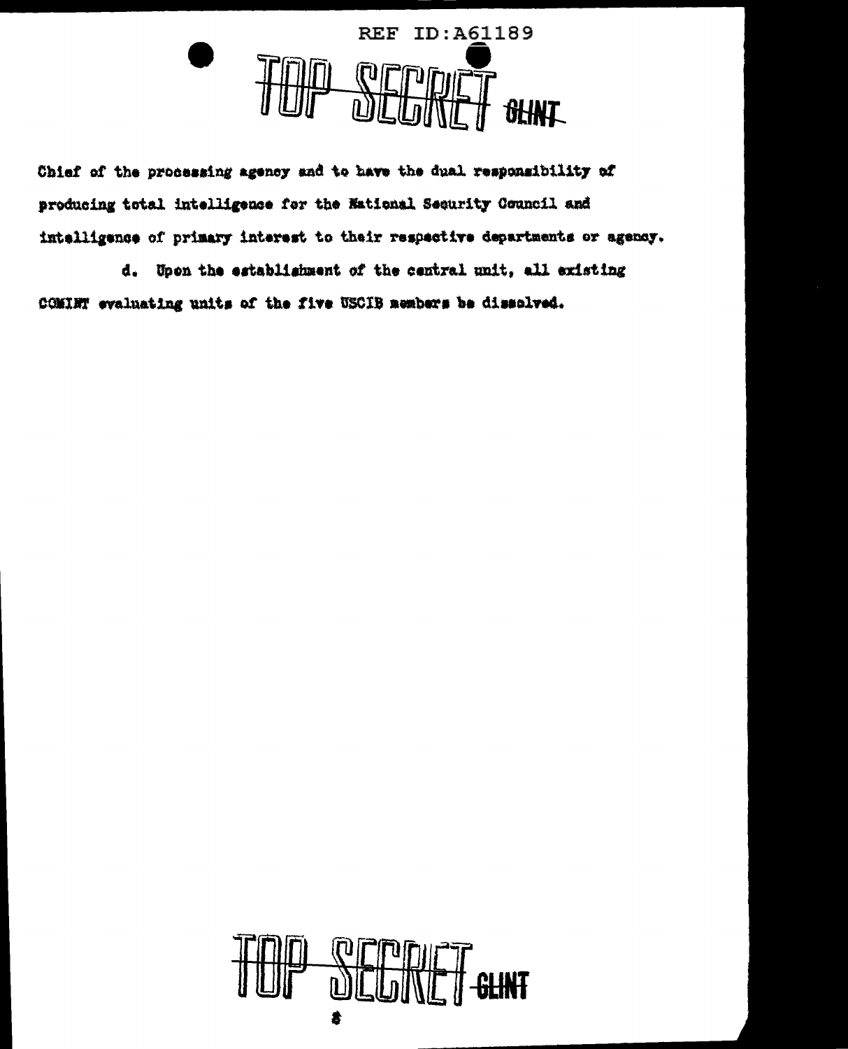Chief of the processing agency and to have the dual responsibility of producing total intelligence for the National Security Council and intelligence of primary interest to their respective departments or agency.

d. Upon the establishment of the central unit, all existing COMINT evaluating units of the five USCIB members be dissolved.